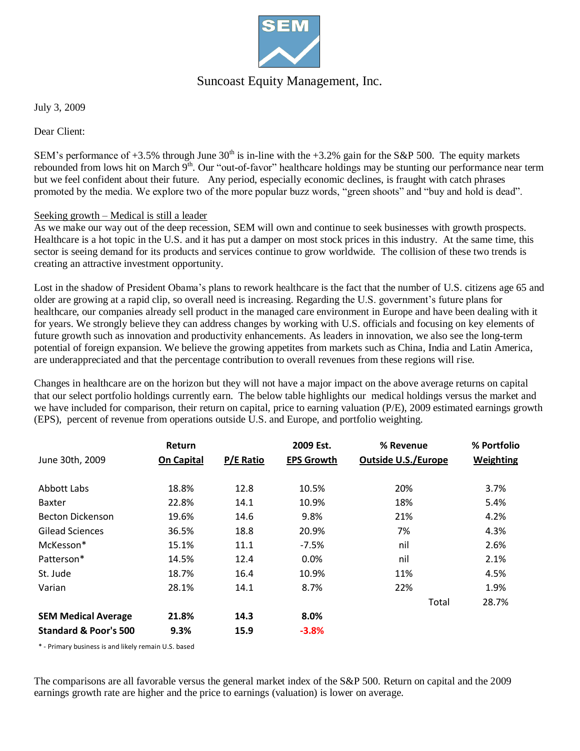# SEM

## Suncoast Equity Management, Inc.

July 3, 2009

Dear Client:

SEM's performance of +3.5% through June 30th is in-line with the +3.2% gain for the S&P 500. The equity markets rebounded from lows hit on March 9th. Our "out-of-favor" healthcare holdings may be stunting our performance near term but we feel confident about their future. Any period, especially economic declines, is fraught with catch phrases promoted by the media. We explore two of the more popular buzz words, "green shoots" and "buy and hold is dead".

Seeking growth – Medical is still a leader

As we make our way out of the deep recession, SEM will own and continue to seek businesses with growth prospects. Healthcare is a hot topic in the U.S. and it has put a damper on most stock prices in this industry. At the same time, this sector is seeing demand for its products and services continue to grow worldwide. The collision of these two trends is creating an attractive investment opportunity.

Lost in the shadow of President Obama's plans to rework healthcare is the fact that the number of U.S. citizens age 65 and older are growing at a rapid clip, so overall need is increasing. Regarding the U.S. government's future plans for healthcare, our companies already sell product in the managed care environment in Europe and have been dealing with it for years. We strongly believe they can address changes by working with U.S. officials and focusing on key elements of future growth such as innovation and productivity enhancements. As leaders in innovation, we also see the long-term potential of foreign expansion. We believe the growing appetites from markets such as China, India and Latin America, are underappreciated and that the percentage contribution to overall revenues from these regions will rise.

Changes in healthcare are on the horizon but they will not have a major impact on the above average returns on capital that our select portfolio holdings currently earn. The below table highlights our medical holdings versus the market and we have included for comparison, their return on capital, price to earning valuation (P/E), 2009 estimated earnings growth (EPS), percent of revenue from operations outside U.S. and Europe, and portfolio weighting.

| June 30th, 2009 | Return On Capital | P/E Ratio | 2009 Est. EPS Growth | % Revenue Outside U.S./Europe | % Portfolio Weighting |
|---|---|---|---|---|---|
| Abbott Labs | 18.8% | 12.8 | 10.5% | 20% | 3.7% |
| Baxter | 22.8% | 14.1 | 10.9% | 18% | 5.4% |
| Becton Dickenson | 19.6% | 14.6 | 9.8% | 21% | 4.2% |
| Gilead Sciences | 36.5% | 18.8 | 20.9% | 7% | 4.3% |
| McKesson* | 15.1% | 11.1 | -7.5% | nil | 2.6% |
| Patterson* | 14.5% | 12.4 | 0.0% | nil | 2.1% |
| St. Jude | 18.7% | 16.4 | 10.9% | 11% | 4.5% |
| Varian | 28.1% | 14.1 | 8.7% | 22% | 1.9% |
| | | | | Total | 28.7% |
| **SEM Medical Average** | **21.8%** | **14.3** | **8.0%** | | |
| **Standard & Poor's 500** | **9.3%** | **15.9** | **-3.8%** | | |

\* - Primary business is and likely remain U.S. based

The comparisons are all favorable versus the general market index of the S&P 500. Return on capital and the 2009 earnings growth rate are higher and the price to earnings (valuation) is lower on average.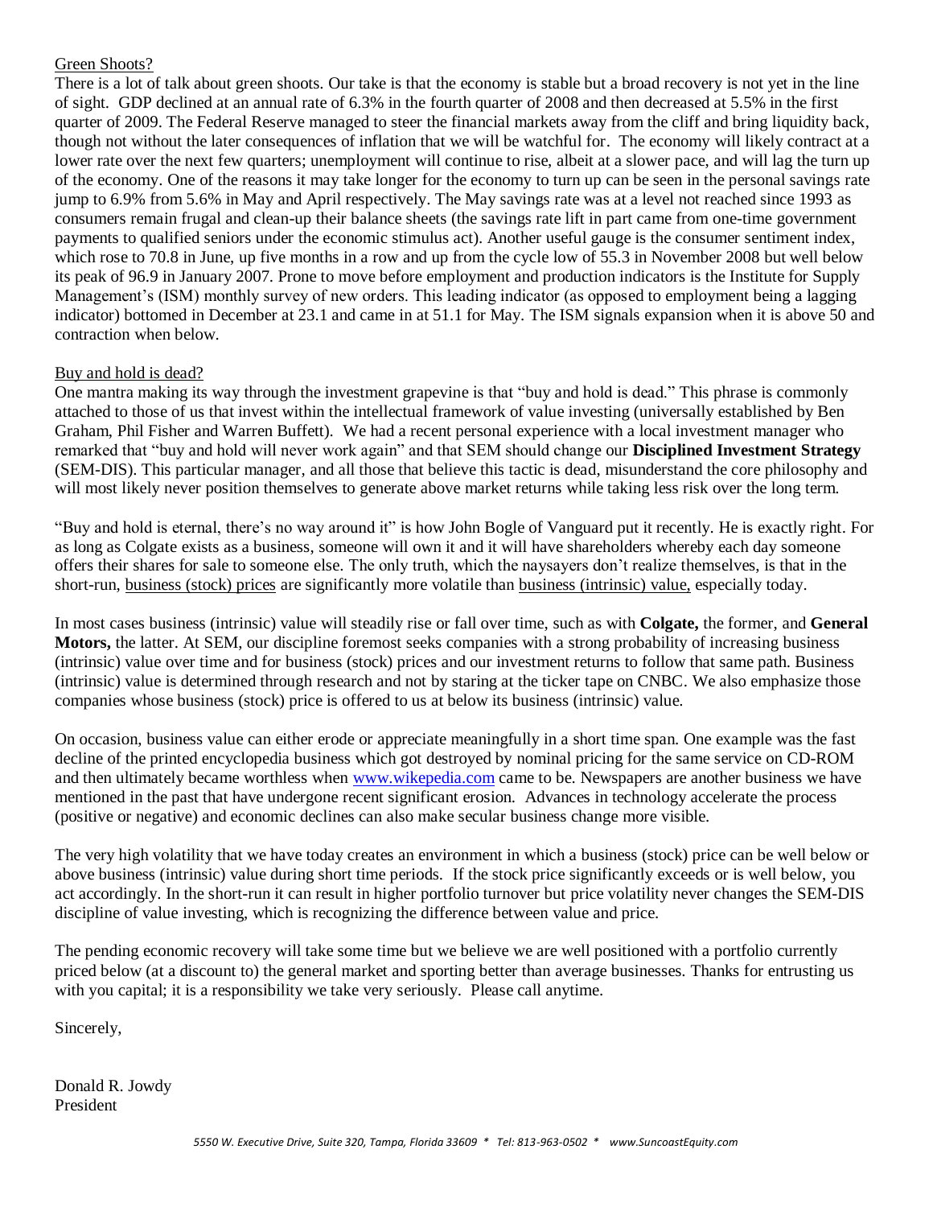Green Shoots?

There is a lot of talk about green shoots. Our take is that the economy is stable but a broad recovery is not yet in the line of sight. GDP declined at an annual rate of 6.3% in the fourth quarter of 2008 and then decreased at 5.5% in the first quarter of 2009. The Federal Reserve managed to steer the financial markets away from the cliff and bring liquidity back, though not without the later consequences of inflation that we will be watchful for. The economy will likely contract at a lower rate over the next few quarters; unemployment will continue to rise, albeit at a slower pace, and will lag the turn up of the economy. One of the reasons it may take longer for the economy to turn up can be seen in the personal savings rate jump to 6.9% from 5.6% in May and April respectively. The May savings rate was at a level not reached since 1993 as consumers remain frugal and clean-up their balance sheets (the savings rate lift in part came from one-time government payments to qualified seniors under the economic stimulus act). Another useful gauge is the consumer sentiment index, which rose to 70.8 in June, up five months in a row and up from the cycle low of 55.3 in November 2008 but well below its peak of 96.9 in January 2007. Prone to move before employment and production indicators is the Institute for Supply Management's (ISM) monthly survey of new orders. This leading indicator (as opposed to employment being a lagging indicator) bottomed in December at 23.1 and came in at 51.1 for May. The ISM signals expansion when it is above 50 and contraction when below.

Buy and hold is dead?

One mantra making its way through the investment grapevine is that "buy and hold is dead." This phrase is commonly attached to those of us that invest within the intellectual framework of value investing (universally established by Ben Graham, Phil Fisher and Warren Buffett). We had a recent personal experience with a local investment manager who remarked that "buy and hold will never work again" and that SEM should change our **Disciplined Investment Strategy** (SEM-DIS). This particular manager, and all those that believe this tactic is dead, misunderstand the core philosophy and will most likely never position themselves to generate above market returns while taking less risk over the long term.

"Buy and hold is eternal, there's no way around it" is how John Bogle of Vanguard put it recently. He is exactly right. For as long as Colgate exists as a business, someone will own it and it will have shareholders whereby each day someone offers their shares for sale to someone else. The only truth, which the naysayers don't realize themselves, is that in the short-run, business (stock) prices are significantly more volatile than business (intrinsic) value, especially today.

In most cases business (intrinsic) value will steadily rise or fall over time, such as with **Colgate,** the former, and **General Motors,** the latter. At SEM, our discipline foremost seeks companies with a strong probability of increasing business (intrinsic) value over time and for business (stock) prices and our investment returns to follow that same path. Business (intrinsic) value is determined through research and not by staring at the ticker tape on CNBC. We also emphasize those companies whose business (stock) price is offered to us at below its business (intrinsic) value.

On occasion, business value can either erode or appreciate meaningfully in a short time span. One example was the fast decline of the printed encyclopedia business which got destroyed by nominal pricing for the same service on CD-ROM and then ultimately became worthless when www.wikepedia.com came to be. Newspapers are another business we have mentioned in the past that have undergone recent significant erosion. Advances in technology accelerate the process (positive or negative) and economic declines can also make secular business change more visible.

The very high volatility that we have today creates an environment in which a business (stock) price can be well below or above business (intrinsic) value during short time periods. If the stock price significantly exceeds or is well below, you act accordingly. In the short-run it can result in higher portfolio turnover but price volatility never changes the SEM-DIS discipline of value investing, which is recognizing the difference between value and price.

The pending economic recovery will take some time but we believe we are well positioned with a portfolio currently priced below (at a discount to) the general market and sporting better than average businesses. Thanks for entrusting us with you capital; it is a responsibility we take very seriously. Please call anytime.

Sincerely,

Donald R. Jowdy  
President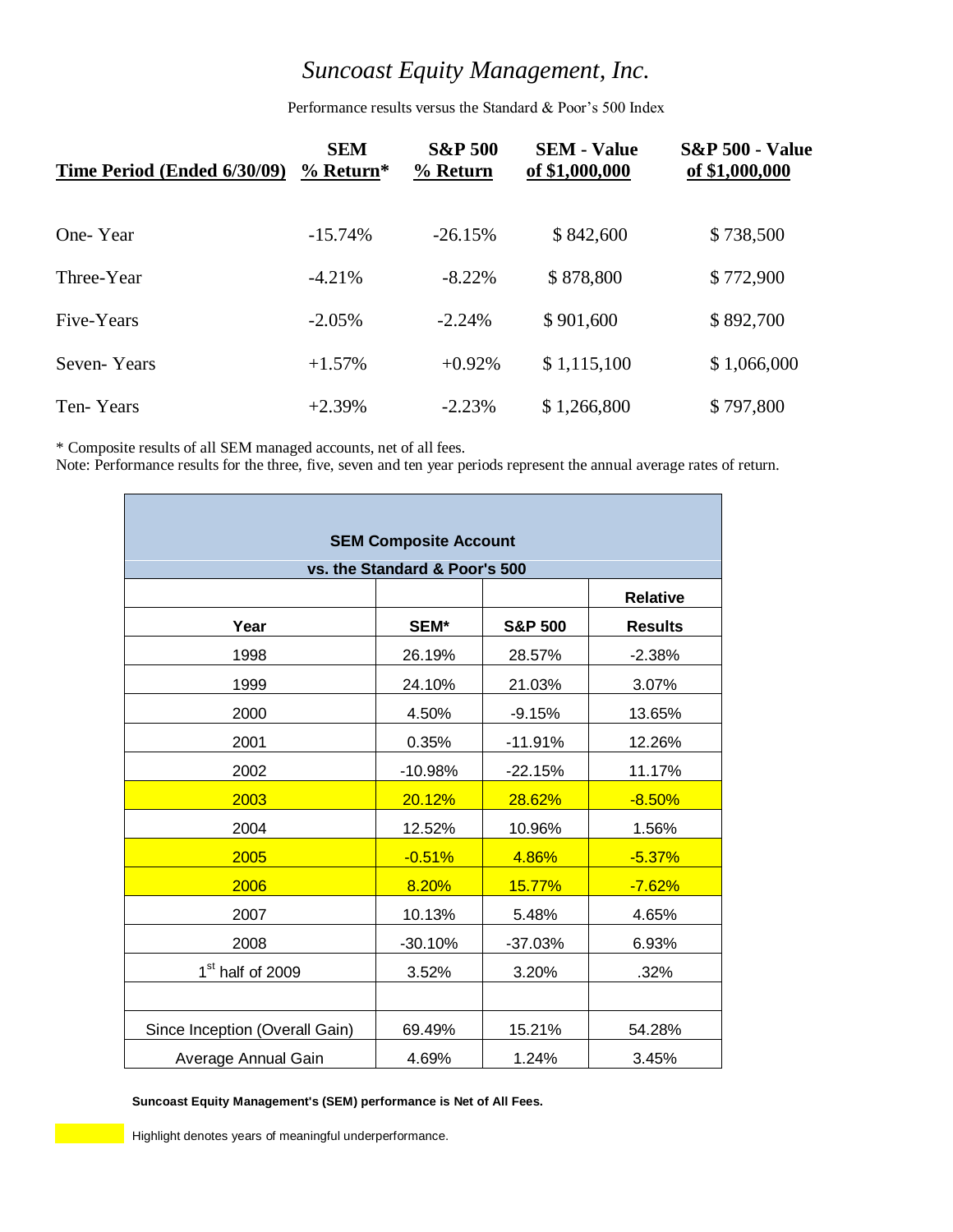# *Suncoast Equity Management, Inc.*

Performance results versus the Standard & Poor's 500 Index

| Time Period (Ended 6/30/09) | SEM % Return* | S&P 500 % Return | SEM - Value of $1,000,000 | S&P 500 - Value of $1,000,000 |
|---|---|---|---|---|
| One- Year | -15.74% | -26.15% | $ 842,600 | $ 738,500 |
| Three-Year | -4.21% | -8.22% | $ 878,800 | $ 772,900 |
| Five-Years | -2.05% | -2.24% | $ 901,600 | $ 892,700 |
| Seven- Years | +1.57% | +0.92% | $ 1,115,100 | $ 1,066,000 |
| Ten- Years | +2.39% | -2.23% | $ 1,266,800 | $ 797,800 |

\* Composite results of all SEM managed accounts, net of all fees.
Note: Performance results for the three, five, seven and ten year periods represent the annual average rates of return.

**SEM Composite Account**
**vs. the Standard & Poor's 500**

| Year | SEM* | S&P 500 | Relative Results |
|---|---|---|---|
| 1998 | 26.19% | 28.57% | -2.38% |
| 1999 | 24.10% | 21.03% | 3.07% |
| 2000 | 4.50% | -9.15% | 13.65% |
| 2001 | 0.35% | -11.91% | 12.26% |
| 2002 | -10.98% | -22.15% | 11.17% |
| 2003 | 20.12% | 28.62% | -8.50% |
| 2004 | 12.52% | 10.96% | 1.56% |
| 2005 | -0.51% | 4.86% | -5.37% |
| 2006 | 8.20% | 15.77% | -7.62% |
| 2007 | 10.13% | 5.48% | 4.65% |
| 2008 | -30.10% | -37.03% | 6.93% |
| 1st half of 2009 | 3.52% | 3.20% | .32% |
| | | | |
| Since Inception (Overall Gain) | 69.49% | 15.21% | 54.28% |
| Average Annual Gain | 4.69% | 1.24% | 3.45% |

**Suncoast Equity Management's (SEM) performance is Net of All Fees.**

Highlight denotes years of meaningful underperformance.